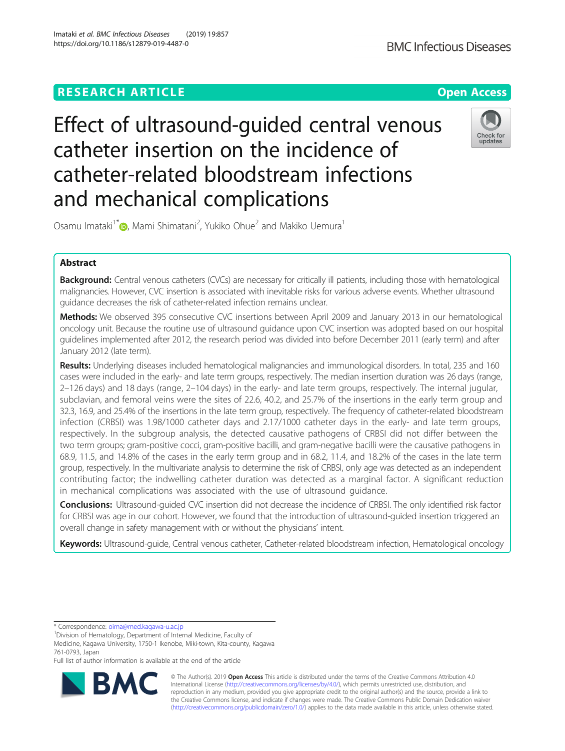RESEARCH ARTICLE

Open Access

# Effect of ultrasound-guided central venous catheter insertion on the incidence of catheter-related bloodstream infections and mechanical complications

Osamu Imataki[1*], Mami Shimatani[2], Yukiko Ohue[2] and Makiko Uemura[1]

## Abstract

**Background:** Central venous catheters (CVCs) are necessary for critically ill patients, including those with hematological malignancies. However, CVC insertion is associated with inevitable risks for various adverse events. Whether ultrasound guidance decreases the risk of catheter-related infection remains unclear.

**Methods:** We observed 395 consecutive CVC insertions between April 2009 and January 2013 in our hematological oncology unit. Because the routine use of ultrasound guidance upon CVC insertion was adopted based on our hospital guidelines implemented after 2012, the research period was divided into before December 2011 (early term) and after January 2012 (late term).

**Results:** Underlying diseases included hematological malignancies and immunological disorders. In total, 235 and 160 cases were included in the early- and late term groups, respectively. The median insertion duration was 26 days (range, 2–126 days) and 18 days (range, 2–104 days) in the early- and late term groups, respectively. The internal jugular, subclavian, and femoral veins were the sites of 22.6, 40.2, and 25.7% of the insertions in the early term group and 32.3, 16.9, and 25.4% of the insertions in the late term group, respectively. The frequency of catheter-related bloodstream infection (CRBSI) was 1.98/1000 catheter days and 2.17/1000 catheter days in the early- and late term groups, respectively. In the subgroup analysis, the detected causative pathogens of CRBSI did not differ between the two term groups; gram-positive cocci, gram-positive bacilli, and gram-negative bacilli were the causative pathogens in 68.9, 11.5, and 14.8% of the cases in the early term group and in 68.2, 11.4, and 18.2% of the cases in the late term group, respectively. In the multivariate analysis to determine the risk of CRBSI, only age was detected as an independent contributing factor; the indwelling catheter duration was detected as a marginal factor. A significant reduction in mechanical complications was associated with the use of ultrasound guidance.

**Conclusions:** Ultrasound-guided CVC insertion did not decrease the incidence of CRBSI. The only identified risk factor for CRBSI was age in our cohort. However, we found that the introduction of ultrasound-guided insertion triggered an overall change in safety management with or without the physicians' intent.

**Keywords:** Ultrasound-guide, Central venous catheter, Catheter-related bloodstream infection, Hematological oncology

---

* Correspondence: oima@med.kagawa-u.ac.jp
[1]Division of Hematology, Department of Internal Medicine, Faculty of Medicine, Kagawa University, 1750-1 Ikenobe, Miki-town, Kita-county, Kagawa 761-0793, Japan
Full list of author information is available at the end of the article

© The Author(s). 2019 **Open Access** This article is distributed under the terms of the Creative Commons Attribution 4.0 International License (http://creativecommons.org/licenses/by/4.0/), which permits unrestricted use, distribution, and reproduction in any medium, provided you give appropriate credit to the original author(s) and the source, provide a link to the Creative Commons license, and indicate if changes were made. The Creative Commons Public Domain Dedication waiver (http://creativecommons.org/publicdomain/zero/1.0/) applies to the data made available in this article, unless otherwise stated.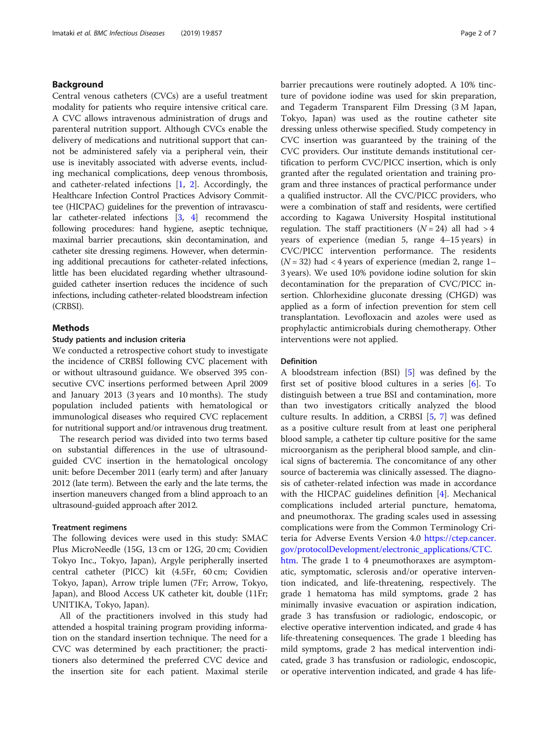## Background

Central venous catheters (CVCs) are a useful treatment modality for patients who require intensive critical care. A CVC allows intravenous administration of drugs and parenteral nutrition support. Although CVCs enable the delivery of medications and nutritional support that cannot be administered safely via a peripheral vein, their use is inevitably associated with adverse events, including mechanical complications, deep venous thrombosis, and catheter-related infections [1, 2]. Accordingly, the Healthcare Infection Control Practices Advisory Committee (HICPAC) guidelines for the prevention of intravascular catheter-related infections [3, 4] recommend the following procedures: hand hygiene, aseptic technique, maximal barrier precautions, skin decontamination, and catheter site dressing regimens. However, when determining additional precautions for catheter-related infections, little has been elucidated regarding whether ultrasound-guided catheter insertion reduces the incidence of such infections, including catheter-related bloodstream infection (CRBSI).

## Methods

### Study patients and inclusion criteria

We conducted a retrospective cohort study to investigate the incidence of CRBSI following CVC placement with or without ultrasound guidance. We observed 395 consecutive CVC insertions performed between April 2009 and January 2013 (3 years and 10 months). The study population included patients with hematological or immunological diseases who required CVC replacement for nutritional support and/or intravenous drug treatment.

The research period was divided into two terms based on substantial differences in the use of ultrasound-guided CVC insertion in the hematological oncology unit: before December 2011 (early term) and after January 2012 (late term). Between the early and the late terms, the insertion maneuvers changed from a blind approach to an ultrasound-guided approach after 2012.

### Treatment regimens

The following devices were used in this study: SMAC Plus MicroNeedle (15G, 13 cm or 12G, 20 cm; Covidien Tokyo Inc., Tokyo, Japan), Argyle peripherally inserted central catheter (PICC) kit (4.5Fr, 60 cm; Covidien Tokyo, Japan), Arrow triple lumen (7Fr; Arrow, Tokyo, Japan), and Blood Access UK catheter kit, double (11Fr; UNITIKA, Tokyo, Japan).

All of the practitioners involved in this study had attended a hospital training program providing information on the standard insertion technique. The need for a CVC was determined by each practitioner; the practitioners also determined the preferred CVC device and the insertion site for each patient. Maximal sterile barrier precautions were routinely adopted. A 10% tincture of povidone iodine was used for skin preparation, and Tegaderm Transparent Film Dressing (3 M Japan, Tokyo, Japan) was used as the routine catheter site dressing unless otherwise specified. Study competency in CVC insertion was guaranteed by the training of the CVC providers. Our institute demands institutional certification to perform CVC/PICC insertion, which is only granted after the regulated orientation and training program and three instances of practical performance under a qualified instructor. All the CVC/PICC providers, who were a combination of staff and residents, were certified according to Kagawa University Hospital institutional regulation. The staff practitioners ($N = 24$) all had > 4 years of experience (median 5, range 4–15 years) in CVC/PICC intervention performance. The residents ($N = 32$) had < 4 years of experience (median 2, range 1–3 years). We used 10% povidone iodine solution for skin decontamination for the preparation of CVC/PICC insertion. Chlorhexidine gluconate dressing (CHGD) was applied as a form of infection prevention for stem cell transplantation. Levofloxacin and azoles were used as prophylactic antimicrobials during chemotherapy. Other interventions were not applied.

### Definition

A bloodstream infection (BSI) [5] was defined by the first set of positive blood cultures in a series [6]. To distinguish between a true BSI and contamination, more than two investigators critically analyzed the blood culture results. In addition, a CRBSI [5, 7] was defined as a positive culture result from at least one peripheral blood sample, a catheter tip culture positive for the same microorganism as the peripheral blood sample, and clinical signs of bacteremia. The concomitance of any other source of bacteremia was clinically assessed. The diagnosis of catheter-related infection was made in accordance with the HICPAC guidelines definition [4]. Mechanical complications included arterial puncture, hematoma, and pneumothorax. The grading scales used in assessing complications were from the Common Terminology Criteria for Adverse Events Version 4.0 https://ctep.cancer.gov/protocolDevelopment/electronic_applications/CTC.htm. The grade 1 to 4 pneumothoraxes are asymptomatic, symptomatic, sclerosis and/or operative intervention indicated, and life-threatening, respectively. The grade 1 hematoma has mild symptoms, grade 2 has minimally invasive evacuation or aspiration indication, grade 3 has transfusion or radiologic, endoscopic, or elective operative intervention indicated, and grade 4 has life-threatening consequences. The grade 1 bleeding has mild symptoms, grade 2 has medical intervention indicated, grade 3 has transfusion or radiologic, endoscopic, or operative intervention indicated, and grade 4 has life-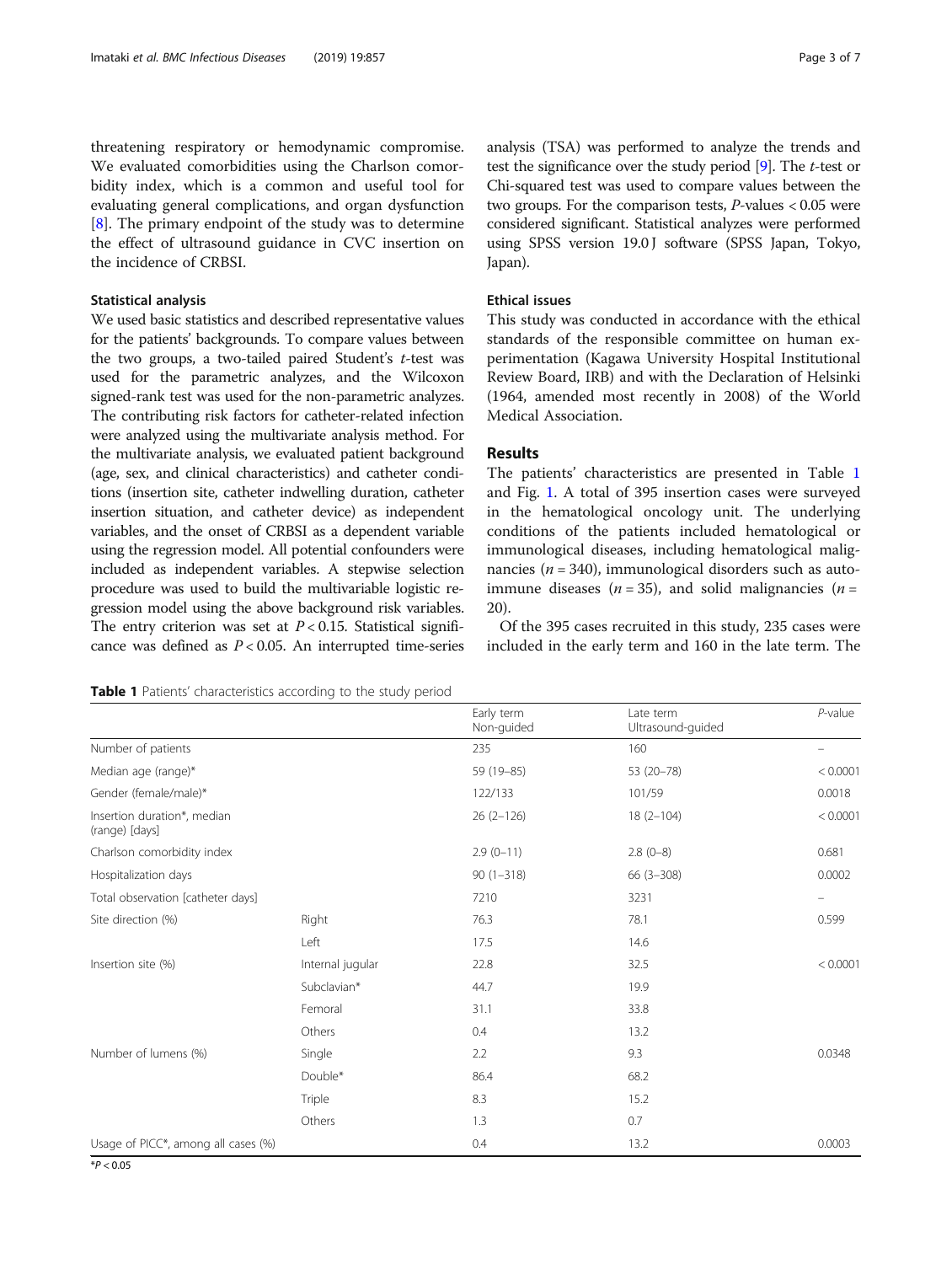threatening respiratory or hemodynamic compromise. We evaluated comorbidities using the Charlson comorbidity index, which is a common and useful tool for evaluating general complications, and organ dysfunction [8]. The primary endpoint of the study was to determine the effect of ultrasound guidance in CVC insertion on the incidence of CRBSI.

### Statistical analysis

We used basic statistics and described representative values for the patients' backgrounds. To compare values between the two groups, a two-tailed paired Student's *t*-test was used for the parametric analyzes, and the Wilcoxon signed-rank test was used for the non-parametric analyzes. The contributing risk factors for catheter-related infection were analyzed using the multivariate analysis method. For the multivariate analysis, we evaluated patient background (age, sex, and clinical characteristics) and catheter conditions (insertion site, catheter indwelling duration, catheter insertion situation, and catheter device) as independent variables, and the onset of CRBSI as a dependent variable using the regression model. All potential confounders were included as independent variables. A stepwise selection procedure was used to build the multivariable logistic regression model using the above background risk variables. The entry criterion was set at $P < 0.15$. Statistical significance was defined as $P < 0.05$. An interrupted time-series analysis (TSA) was performed to analyze the trends and test the significance over the study period [9]. The *t*-test or Chi-squared test was used to compare values between the two groups. For the comparison tests, *P*-values < 0.05 were considered significant. Statistical analyzes were performed using SPSS version 19.0 J software (SPSS Japan, Tokyo, Japan).

### Ethical issues

This study was conducted in accordance with the ethical standards of the responsible committee on human experimentation (Kagawa University Hospital Institutional Review Board, IRB) and with the Declaration of Helsinki (1964, amended most recently in 2008) of the World Medical Association.

## Results

The patients' characteristics are presented in Table 1 and Fig. 1. A total of 395 insertion cases were surveyed in the hematological oncology unit. The underlying conditions of the patients included hematological or immunological diseases, including hematological malignancies ($n = 340$), immunological disorders such as autoimmune diseases ($n = 35$), and solid malignancies ($n = 20$).

Of the 395 cases recruited in this study, 235 cases were included in the early term and 160 in the late term. The

**Table 1** Patients' characteristics according to the study period

| | | Early term Non-guided | Late term Ultrasound-guided | *P*-value |
|---|---|---|---|---|
| Number of patients | | 235 | 160 | – |
| Median age (range)* | | 59 (19–85) | 53 (20–78) | < 0.0001 |
| Gender (female/male)* | | 122/133 | 101/59 | 0.0018 |
| Insertion duration*, median (range) [days] | | 26 (2–126) | 18 (2–104) | < 0.0001 |
| Charlson comorbidity index | | 2.9 (0–11) | 2.8 (0–8) | 0.681 |
| Hospitalization days | | 90 (1–318) | 66 (3–308) | 0.0002 |
| Total observation [catheter days] | | 7210 | 3231 | – |
| Site direction (%) | Right | 76.3 | 78.1 | 0.599 |
| | Left | 17.5 | 14.6 | |
| Insertion site (%) | Internal jugular | 22.8 | 32.5 | < 0.0001 |
| | Subclavian* | 44.7 | 19.9 | |
| | Femoral | 31.1 | 33.8 | |
| | Others | 0.4 | 13.2 | |
| Number of lumens (%) | Single | 2.2 | 9.3 | 0.0348 |
| | Double* | 86.4 | 68.2 | |
| | Triple | 8.3 | 15.2 | |
| | Others | 1.3 | 0.7 | |
| Usage of PICC*, among all cases (%) | | 0.4 | 13.2 | 0.0003 |

*$P < 0.05$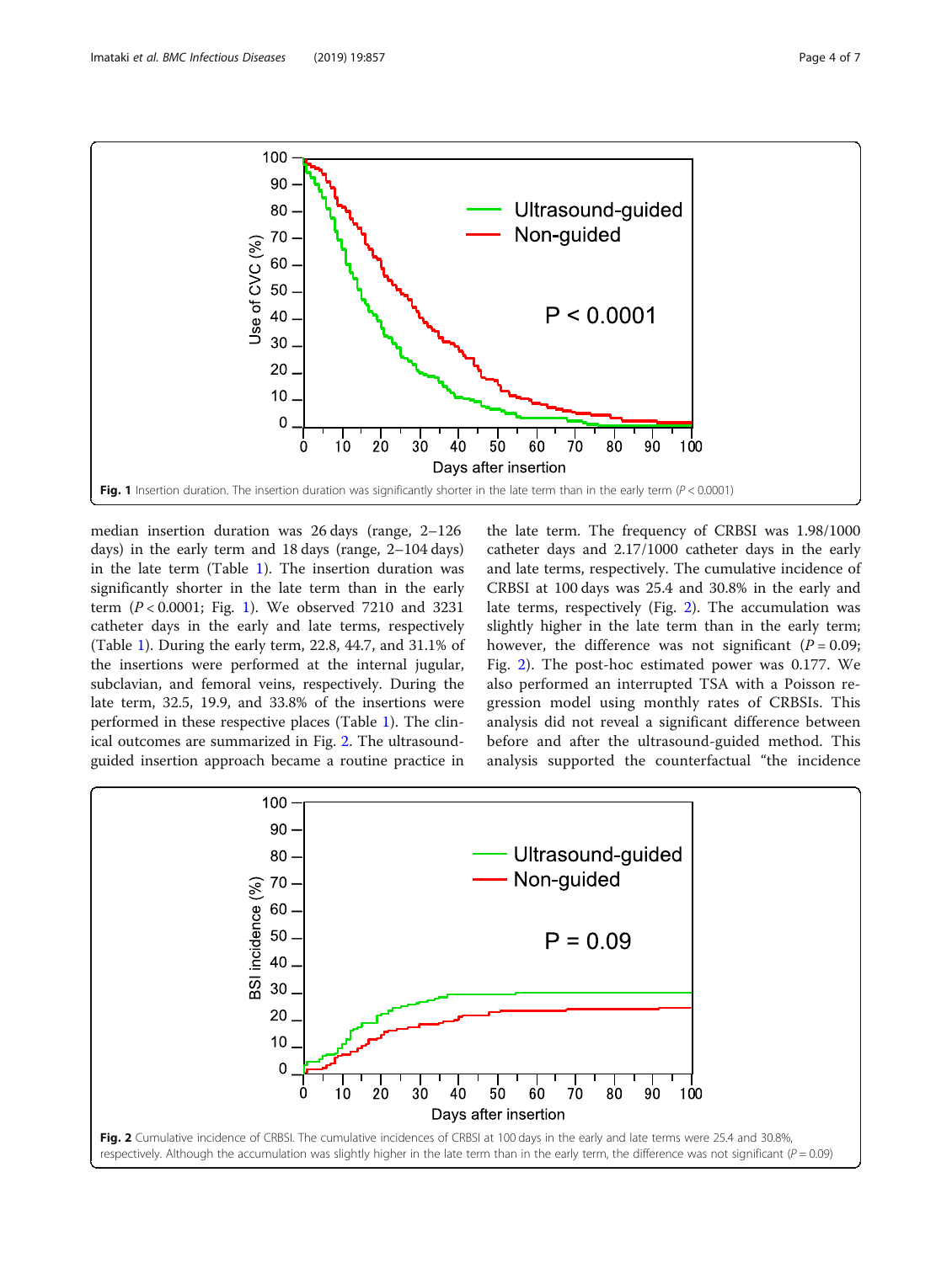Fig. 1 Insertion duration. The insertion duration was significantly shorter in the late term than in the early term ($P < 0.0001$)

median insertion duration was 26 days (range, 2–126 days) in the early term and 18 days (range, 2–104 days) in the late term (Table 1). The insertion duration was significantly shorter in the late term than in the early term ($P < 0.0001$; Fig. 1). We observed 7210 and 3231 catheter days in the early and late terms, respectively (Table 1). During the early term, 22.8, 44.7, and 31.1% of the insertions were performed at the internal jugular, subclavian, and femoral veins, respectively. During the late term, 32.5, 19.9, and 33.8% of the insertions were performed in these respective places (Table 1). The clinical outcomes are summarized in Fig. 2. The ultrasound-guided insertion approach became a routine practice in the late term. The frequency of CRBSI was 1.98/1000 catheter days and 2.17/1000 catheter days in the early and late terms, respectively. The cumulative incidence of CRBSI at 100 days was 25.4 and 30.8% in the early and late terms, respectively (Fig. 2). The accumulation was slightly higher in the late term than in the early term; however, the difference was not significant ($P = 0.09$; Fig. 2). The post-hoc estimated power was 0.177. We also performed an interrupted TSA with a Poisson regression model using monthly rates of CRBSIs. This analysis did not reveal a significant difference between before and after the ultrasound-guided method. This analysis supported the counterfactual "the incidence

Fig. 2 Cumulative incidence of CRBSI. The cumulative incidences of CRBSI at 100 days in the early and late terms were 25.4 and 30.8%, respectively. Although the accumulation was slightly higher in the late term than in the early term, the difference was not significant ($P = 0.09$)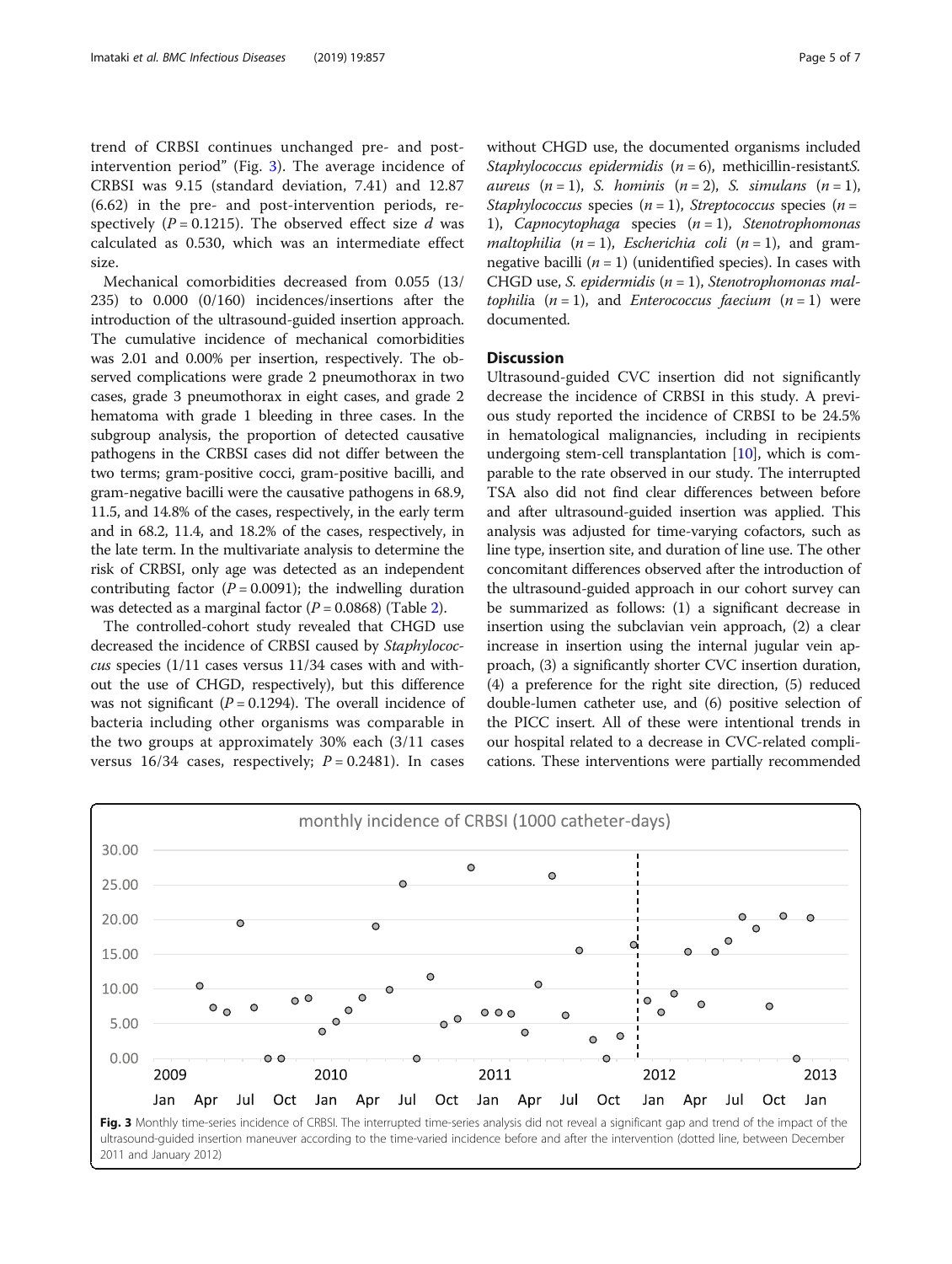trend of CRBSI continues unchanged pre- and post-intervention period" (Fig. 3). The average incidence of CRBSI was 9.15 (standard deviation, 7.41) and 12.87 (6.62) in the pre- and post-intervention periods, respectively ($P = 0.1215$). The observed effect size $d$ was calculated as 0.530, which was an intermediate effect size.

Mechanical comorbidities decreased from 0.055 (13/235) to 0.000 (0/160) incidences/insertions after the introduction of the ultrasound-guided insertion approach. The cumulative incidence of mechanical comorbidities was 2.01 and 0.00% per insertion, respectively. The observed complications were grade 2 pneumothorax in two cases, grade 3 pneumothorax in eight cases, and grade 2 hematoma with grade 1 bleeding in three cases. In the subgroup analysis, the proportion of detected causative pathogens in the CRBSI cases did not differ between the two terms; gram-positive cocci, gram-positive bacilli, and gram-negative bacilli were the causative pathogens in 68.9, 11.5, and 14.8% of the cases, respectively, in the early term and in 68.2, 11.4, and 18.2% of the cases, respectively, in the late term. In the multivariate analysis to determine the risk of CRBSI, only age was detected as an independent contributing factor ($P = 0.0091$); the indwelling duration was detected as a marginal factor ($P = 0.0868$) (Table 2).

The controlled-cohort study revealed that CHGD use decreased the incidence of CRBSI caused by *Staphylococcus* species (1/11 cases versus 11/34 cases with and without the use of CHGD, respectively), but this difference was not significant ($P = 0.1294$). The overall incidence of bacteria including other organisms was comparable in the two groups at approximately 30% each (3/11 cases versus 16/34 cases, respectively; $P = 0.2481$). In cases without CHGD use, the documented organisms included *Staphylococcus epidermidis* ($n = 6$), methicillin-resistant*S. aureus* ($n = 1$), *S. hominis* ($n = 2$), *S. simulans* ($n = 1$), *Staphylococcus* species ($n = 1$), *Streptococcus* species ($n = 1$), *Capnocytophaga* species ($n = 1$), *Stenotrophomonas maltophilia* ($n = 1$), *Escherichia coli* ($n = 1$), and gram-negative bacilli ($n = 1$) (unidentified species). In cases with CHGD use, *S. epidermidis* ($n = 1$), *Stenotrophomonas maltophilia* ($n = 1$), and *Enterococcus faecium* ($n = 1$) were documented.

## Discussion

Ultrasound-guided CVC insertion did not significantly decrease the incidence of CRBSI in this study. A previous study reported the incidence of CRBSI to be 24.5% in hematological malignancies, including in recipients undergoing stem-cell transplantation [10], which is comparable to the rate observed in our study. The interrupted TSA also did not find clear differences between before and after ultrasound-guided insertion was applied. This analysis was adjusted for time-varying cofactors, such as line type, insertion site, and duration of line use. The other concomitant differences observed after the introduction of the ultrasound-guided approach in our cohort survey can be summarized as follows: (1) a significant decrease in insertion using the subclavian vein approach, (2) a clear increase in insertion using the internal jugular vein approach, (3) a significantly shorter CVC insertion duration, (4) a preference for the right site direction, (5) reduced double-lumen catheter use, and (6) positive selection of the PICC insert. All of these were intentional trends in our hospital related to a decrease in CVC-related complications. These interventions were partially recommended

**Fig. 3** Monthly time-series incidence of CRBSI. The interrupted time-series analysis did not reveal a significant gap and trend of the impact of the ultrasound-guided insertion maneuver according to the time-varied incidence before and after the intervention (dotted line, between December 2011 and January 2012)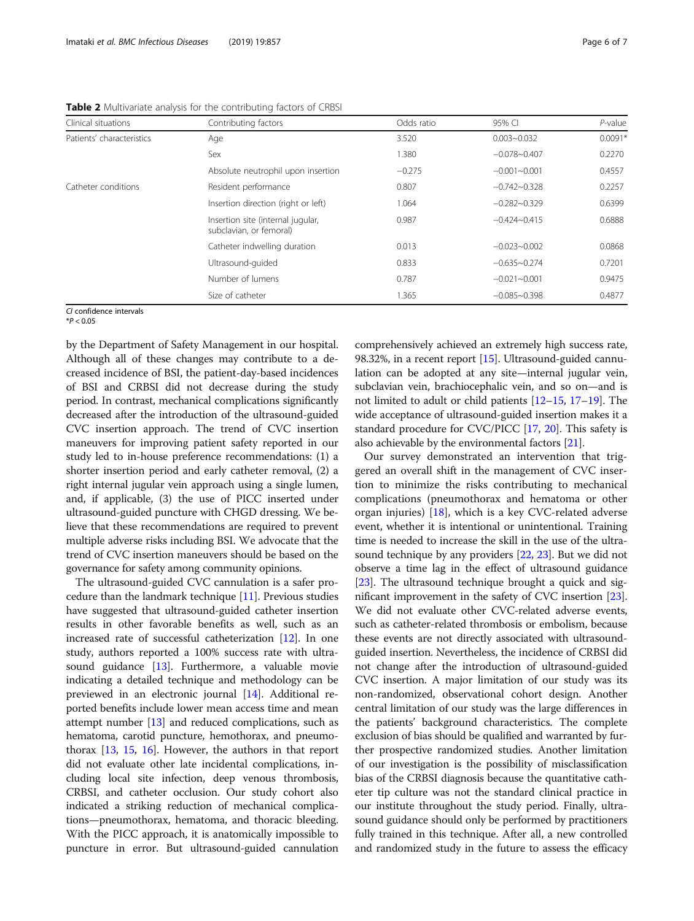**Table 2** Multivariate analysis for the contributing factors of CRBSI

| Clinical situations | Contributing factors | Odds ratio | 95% CI | *P*-value |
|---|---|---|---|---|
| Patients' characteristics | Age | 3.520 | 0.003~0.032 | 0.0091* |
| | Sex | 1.380 | −0.078~0.407 | 0.2270 |
| | Absolute neutrophil upon insertion | −0.275 | −0.001~0.001 | 0.4557 |
| Catheter conditions | Resident performance | 0.807 | −0.742~0.328 | 0.2257 |
| | Insertion direction (right or left) | 1.064 | −0.282~0.329 | 0.6399 |
| | Insertion site (internal jugular, subclavian, or femoral) | 0.987 | −0.424~0.415 | 0.6888 |
| | Catheter indwelling duration | 0.013 | −0.023~0.002 | 0.0868 |
| | Ultrasound-guided | 0.833 | −0.635~0.274 | 0.7201 |
| | Number of lumens | 0.787 | −0.021~0.001 | 0.9475 |
| | Size of catheter | 1.365 | −0.085~0.398 | 0.4877 |

*CI* confidence intervals
*$P < 0.05$

by the Department of Safety Management in our hospital. Although all of these changes may contribute to a decreased incidence of BSI, the patient-day-based incidences of BSI and CRBSI did not decrease during the study period. In contrast, mechanical complications significantly decreased after the introduction of the ultrasound-guided CVC insertion approach. The trend of CVC insertion maneuvers for improving patient safety reported in our study led to in-house preference recommendations: (1) a shorter insertion period and early catheter removal, (2) a right internal jugular vein approach using a single lumen, and, if applicable, (3) the use of PICC inserted under ultrasound-guided puncture with CHGD dressing. We believe that these recommendations are required to prevent multiple adverse risks including BSI. We advocate that the trend of CVC insertion maneuvers should be based on the governance for safety among community opinions.

The ultrasound-guided CVC cannulation is a safer procedure than the landmark technique [11]. Previous studies have suggested that ultrasound-guided catheter insertion results in other favorable benefits as well, such as an increased rate of successful catheterization [12]. In one study, authors reported a 100% success rate with ultrasound guidance [13]. Furthermore, a valuable movie indicating a detailed technique and methodology can be previewed in an electronic journal [14]. Additional reported benefits include lower mean access time and mean attempt number [13] and reduced complications, such as hematoma, carotid puncture, hemothorax, and pneumothorax [13, 15, 16]. However, the authors in that report did not evaluate other late incidental complications, including local site infection, deep venous thrombosis, CRBSI, and catheter occlusion. Our study cohort also indicated a striking reduction of mechanical complications—pneumothorax, hematoma, and thoracic bleeding. With the PICC approach, it is anatomically impossible to puncture in error. But ultrasound-guided cannulation comprehensively achieved an extremely high success rate, 98.32%, in a recent report [15]. Ultrasound-guided cannulation can be adopted at any site—internal jugular vein, subclavian vein, brachiocephalic vein, and so on—and is not limited to adult or child patients [12–15, 17–19]. The wide acceptance of ultrasound-guided insertion makes it a standard procedure for CVC/PICC [17, 20]. This safety is also achievable by the environmental factors [21].

Our survey demonstrated an intervention that triggered an overall shift in the management of CVC insertion to minimize the risks contributing to mechanical complications (pneumothorax and hematoma or other organ injuries) [18], which is a key CVC-related adverse event, whether it is intentional or unintentional. Training time is needed to increase the skill in the use of the ultrasound technique by any providers [22, 23]. But we did not observe a time lag in the effect of ultrasound guidance [23]. The ultrasound technique brought a quick and significant improvement in the safety of CVC insertion [23]. We did not evaluate other CVC-related adverse events, such as catheter-related thrombosis or embolism, because these events are not directly associated with ultrasound-guided insertion. Nevertheless, the incidence of CRBSI did not change after the introduction of ultrasound-guided CVC insertion. A major limitation of our study was its non-randomized, observational cohort design. Another central limitation of our study was the large differences in the patients' background characteristics. The complete exclusion of bias should be qualified and warranted by further prospective randomized studies. Another limitation of our investigation is the possibility of misclassification bias of the CRBSI diagnosis because the quantitative catheter tip culture was not the standard clinical practice in our institute throughout the study period. Finally, ultrasound guidance should only be performed by practitioners fully trained in this technique. After all, a new controlled and randomized study in the future to assess the efficacy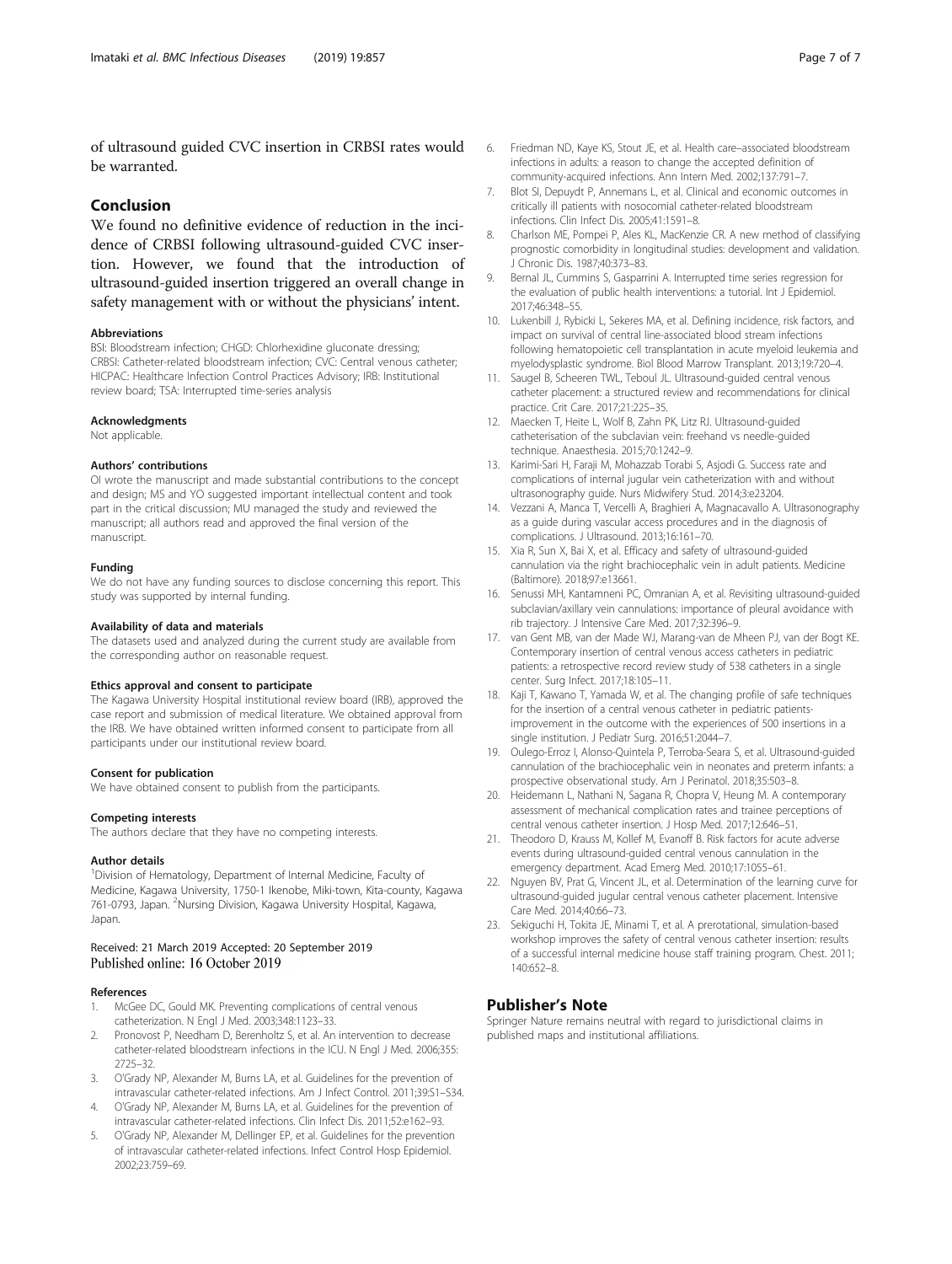of ultrasound guided CVC insertion in CRBSI rates would be warranted.

## Conclusion

We found no definitive evidence of reduction in the incidence of CRBSI following ultrasound-guided CVC insertion. However, we found that the introduction of ultrasound-guided insertion triggered an overall change in safety management with or without the physicians' intent.

#### Abbreviations

BSI: Bloodstream infection; CHGD: Chlorhexidine gluconate dressing; CRBSI: Catheter-related bloodstream infection; CVC: Central venous catheter; HICPAC: Healthcare Infection Control Practices Advisory; IRB: Institutional review board; TSA: Interrupted time-series analysis

#### Acknowledgments

Not applicable.

#### Authors' contributions

OI wrote the manuscript and made substantial contributions to the concept and design; MS and YO suggested important intellectual content and took part in the critical discussion; MU managed the study and reviewed the manuscript; all authors read and approved the final version of the manuscript.

#### Funding

We do not have any funding sources to disclose concerning this report. This study was supported by internal funding.

#### Availability of data and materials

The datasets used and analyzed during the current study are available from the corresponding author on reasonable request.

#### Ethics approval and consent to participate

The Kagawa University Hospital institutional review board (IRB), approved the case report and submission of medical literature. We obtained approval from the IRB. We have obtained written informed consent to participate from all participants under our institutional review board.

#### Consent for publication

We have obtained consent to publish from the participants.

#### Competing interests

The authors declare that they have no competing interests.

#### Author details

[1]Division of Hematology, Department of Internal Medicine, Faculty of Medicine, Kagawa University, 1750-1 Ikenobe, Miki-town, Kita-county, Kagawa 761-0793, Japan. [2]Nursing Division, Kagawa University Hospital, Kagawa, Japan.

Received: 21 March 2019 Accepted: 20 September 2019
Published online: 16 October 2019

#### References

1. McGee DC, Gould MK. Preventing complications of central venous catheterization. N Engl J Med. 2003;348:1123–33.
2. Pronovost P, Needham D, Berenholtz S, et al. An intervention to decrease catheter-related bloodstream infections in the ICU. N Engl J Med. 2006;355:2725–32.
3. O'Grady NP, Alexander M, Burns LA, et al. Guidelines for the prevention of intravascular catheter-related infections. Am J Infect Control. 2011;39:S1–S34.
4. O'Grady NP, Alexander M, Burns LA, et al. Guidelines for the prevention of intravascular catheter-related infections. Clin Infect Dis. 2011;52:e162–93.
5. O'Grady NP, Alexander M, Dellinger EP, et al. Guidelines for the prevention of intravascular catheter-related infections. Infect Control Hosp Epidemiol. 2002;23:759–69.
6. Friedman ND, Kaye KS, Stout JE, et al. Health care–associated bloodstream infections in adults: a reason to change the accepted definition of community-acquired infections. Ann Intern Med. 2002;137:791–7.
7. Blot SI, Depuydt P, Annemans L, et al. Clinical and economic outcomes in critically ill patients with nosocomial catheter-related bloodstream infections. Clin Infect Dis. 2005;41:1591–8.
8. Charlson ME, Pompei P, Ales KL, MacKenzie CR. A new method of classifying prognostic comorbidity in longitudinal studies: development and validation. J Chronic Dis. 1987;40:373–83.
9. Bernal JL, Cummins S, Gasparrini A. Interrupted time series regression for the evaluation of public health interventions: a tutorial. Int J Epidemiol. 2017;46:348–55.
10. Lukenbill J, Rybicki L, Sekeres MA, et al. Defining incidence, risk factors, and impact on survival of central line-associated blood stream infections following hematopoietic cell transplantation in acute myeloid leukemia and myelodysplastic syndrome. Biol Blood Marrow Transplant. 2013;19:720–4.
11. Saugel B, Scheeren TWL, Teboul JL. Ultrasound-guided central venous catheter placement: a structured review and recommendations for clinical practice. Crit Care. 2017;21:225–35.
12. Maecken T, Heite L, Wolf B, Zahn PK, Litz RJ. Ultrasound-guided catheterisation of the subclavian vein: freehand vs needle-guided technique. Anaesthesia. 2015;70:1242–9.
13. Karimi-Sari H, Faraji M, Mohazzab Torabi S, Asjodi G. Success rate and complications of internal jugular vein catheterization with and without ultrasonography guide. Nurs Midwifery Stud. 2014;3:e23204.
14. Vezzani A, Manca T, Vercelli A, Braghieri A, Magnacavallo A. Ultrasonography as a guide during vascular access procedures and in the diagnosis of complications. J Ultrasound. 2013;16:161–70.
15. Xia R, Sun X, Bai X, et al. Efficacy and safety of ultrasound-guided cannulation via the right brachiocephalic vein in adult patients. Medicine (Baltimore). 2018;97:e13661.
16. Senussi MH, Kantamneni PC, Omranian A, et al. Revisiting ultrasound-guided subclavian/axillary vein cannulations: importance of pleural avoidance with rib trajectory. J Intensive Care Med. 2017;32:396–9.
17. van Gent MB, van der Made WJ, Marang-van de Mheen PJ, van der Bogt KE. Contemporary insertion of central venous access catheters in pediatric patients: a retrospective record review study of 538 catheters in a single center. Surg Infect. 2017;18:105–11.
18. Kaji T, Kawano T, Yamada W, et al. The changing profile of safe techniques for the insertion of a central venous catheter in pediatric patients-improvement in the outcome with the experiences of 500 insertions in a single institution. J Pediatr Surg. 2016;51:2044–7.
19. Oulego-Erroz I, Alonso-Quintela P, Terroba-Seara S, et al. Ultrasound-guided cannulation of the brachiocephalic vein in neonates and preterm infants: a prospective observational study. Am J Perinatol. 2018;35:503–8.
20. Heidemann L, Nathani N, Sagana R, Chopra V, Heung M. A contemporary assessment of mechanical complication rates and trainee perceptions of central venous catheter insertion. J Hosp Med. 2017;12:646–51.
21. Theodoro D, Krauss M, Kollef M, Evanoff B. Risk factors for acute adverse events during ultrasound-guided central venous cannulation in the emergency department. Acad Emerg Med. 2010;17:1055–61.
22. Nguyen BV, Prat G, Vincent JL, et al. Determination of the learning curve for ultrasound-guided jugular central venous catheter placement. Intensive Care Med. 2014;40:66–73.
23. Sekiguchi H, Tokita JE, Minami T, et al. A prerotational, simulation-based workshop improves the safety of central venous catheter insertion: results of a successful internal medicine house staff training program. Chest. 2011;140:652–8.

## Publisher's Note

Springer Nature remains neutral with regard to jurisdictional claims in published maps and institutional affiliations.